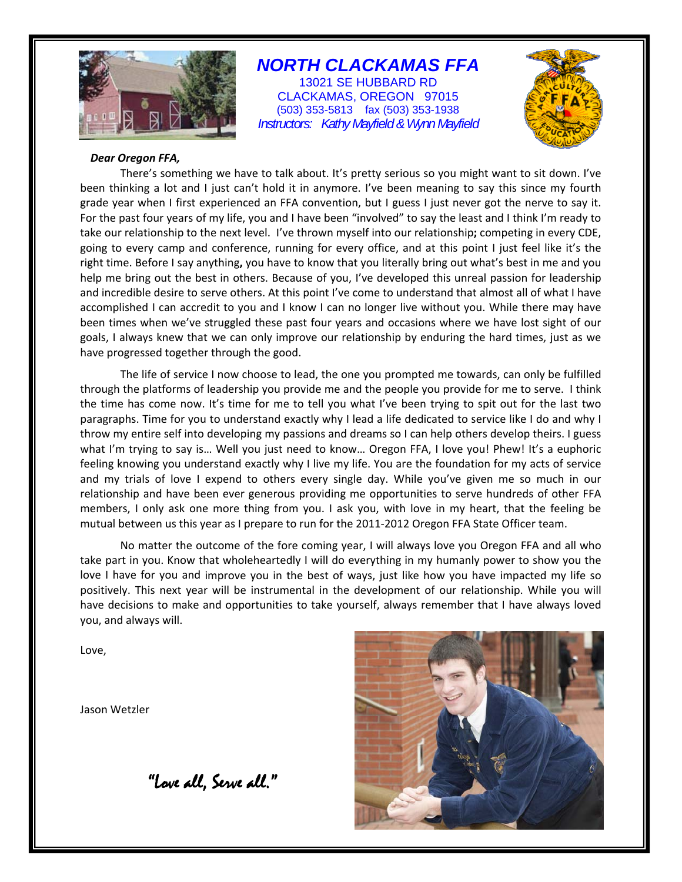# NORTH CLACKAMAS FFA

13021 SE HUBBARD RD
CLACKAMAS, OREGON 97015
(503) 353-5813 fax (503) 353-1938
*Instructors: Kathy Mayfield & Wynn Mayfield*

***Dear Oregon FFA,***

There's something we have to talk about. It's pretty serious so you might want to sit down. I've been thinking a lot and I just can't hold it in anymore. I've been meaning to say this since my fourth grade year when I first experienced an FFA convention, but I guess I just never got the nerve to say it. For the past four years of my life, you and I have been "involved" to say the least and I think I'm ready to take our relationship to the next level. I've thrown myself into our relationship**;** competing in every CDE, going to every camp and conference, running for every office, and at this point I just feel like it's the right time. Before I say anything**,** you have to know that you literally bring out what's best in me and you help me bring out the best in others. Because of you, I've developed this unreal passion for leadership and incredible desire to serve others. At this point I've come to understand that almost all of what I have accomplished I can accredit to you and I know I can no longer live without you. While there may have been times when we've struggled these past four years and occasions where we have lost sight of our goals, I always knew that we can only improve our relationship by enduring the hard times, just as we have progressed together through the good.

The life of service I now choose to lead, the one you prompted me towards, can only be fulfilled through the platforms of leadership you provide me and the people you provide for me to serve. I think the time has come now. It's time for me to tell you what I've been trying to spit out for the last two paragraphs. Time for you to understand exactly why I lead a life dedicated to service like I do and why I throw my entire self into developing my passions and dreams so I can help others develop theirs. I guess what I'm trying to say is… Well you just need to know… Oregon FFA, I love you! Phew! It's a euphoric feeling knowing you understand exactly why I live my life. You are the foundation for my acts of service and my trials of love I expend to others every single day. While you've given me so much in our relationship and have been ever generous providing me opportunities to serve hundreds of other FFA members, I only ask one more thing from you. I ask you, with love in my heart, that the feeling be mutual between us this year as I prepare to run for the 2011-2012 Oregon FFA State Officer team.

No matter the outcome of the fore coming year, I will always love you Oregon FFA and all who take part in you. Know that wholeheartedly I will do everything in my humanly power to show you the love I have for you and improve you in the best of ways, just like how you have impacted my life so positively. This next year will be instrumental in the development of our relationship. While you will have decisions to make and opportunities to take yourself, always remember that I have always loved you, and always will.

Love,

Jason Wetzler

"Love all, Serve all."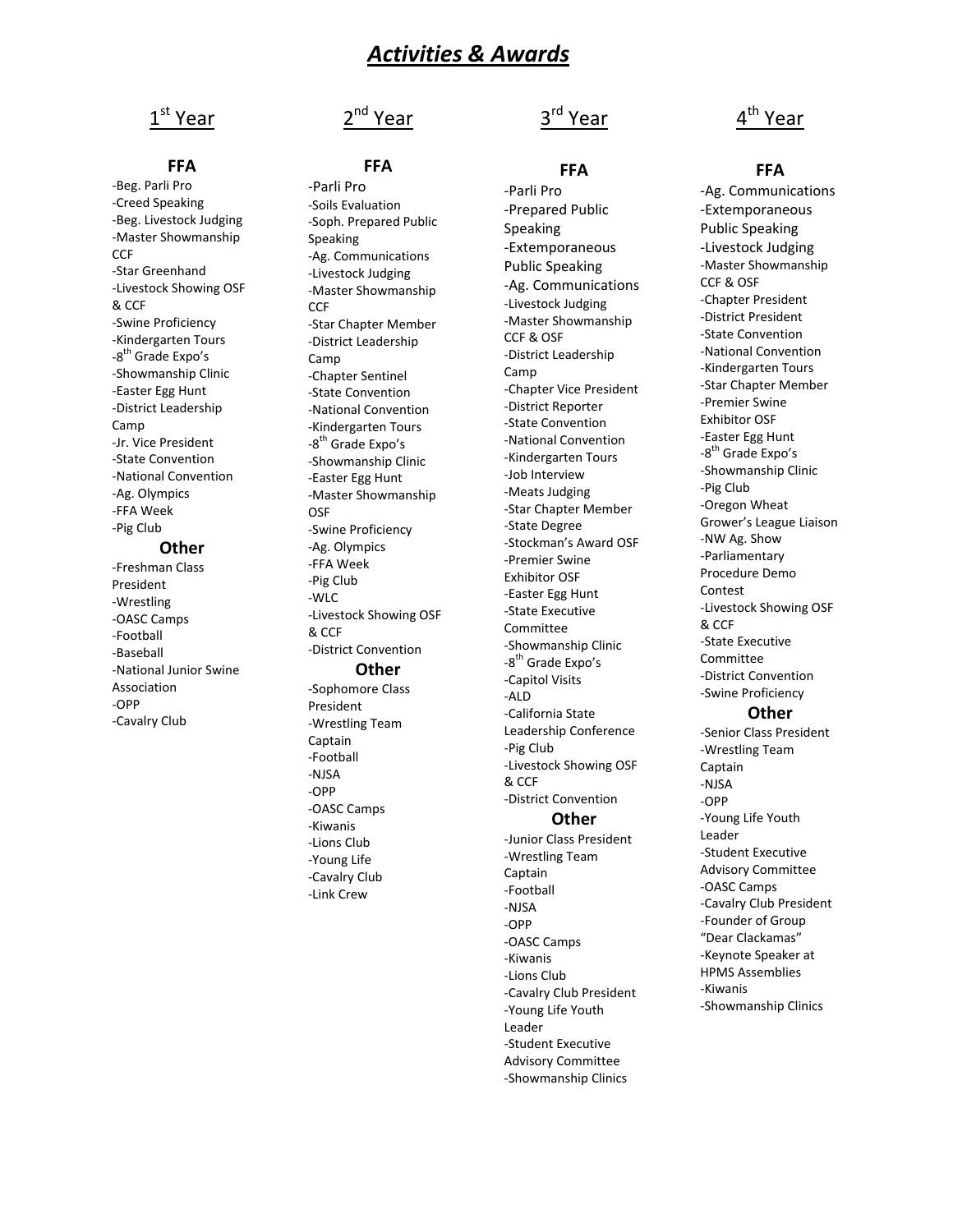# *Activities & Awards*

## 1st Year

### FFA

- Beg. Parli Pro
- Creed Speaking
- Beg. Livestock Judging
- Master Showmanship CCF
- Star Greenhand
- Livestock Showing OSF & CCF
- Swine Proficiency
- Kindergarten Tours
- 8th Grade Expo's
- Showmanship Clinic
- Easter Egg Hunt
- District Leadership Camp
- Jr. Vice President
- State Convention
- National Convention
- Ag. Olympics
- FFA Week
- Pig Club

### Other

- Freshman Class President
- Wrestling
- OASC Camps
- Football
- Baseball
- National Junior Swine Association
- OPP
- Cavalry Club

## 2nd Year

### FFA

- Parli Pro
- Soils Evaluation
- Soph. Prepared Public Speaking
- Ag. Communications
- Livestock Judging
- Master Showmanship CCF
- Star Chapter Member
- District Leadership Camp
- Chapter Sentinel
- State Convention
- National Convention
- Kindergarten Tours
- 8th Grade Expo's
- Showmanship Clinic
- Easter Egg Hunt
- Master Showmanship OSF
- Swine Proficiency
- Ag. Olympics
- FFA Week
- Pig Club
- WLC
- Livestock Showing OSF & CCF
- District Convention

### Other

- Sophomore Class President
- Wrestling Team Captain
- Football
- NJSA
- OPP
- OASC Camps
- Kiwanis
- Lions Club
- Young Life
- Cavalry Club
- Link Crew

## 3rd Year

### FFA

- Parli Pro
- Prepared Public Speaking
- Extemporaneous Public Speaking
- Ag. Communications
- Livestock Judging
- Master Showmanship CCF & OSF
- District Leadership Camp
- Chapter Vice President
- District Reporter
- State Convention
- National Convention
- Kindergarten Tours
- Job Interview
- Meats Judging
- Star Chapter Member
- State Degree
- Stockman's Award OSF
- Premier Swine Exhibitor OSF
- Easter Egg Hunt
- State Executive Committee
- Showmanship Clinic
- 8th Grade Expo's
- Capitol Visits
- ALD
- California State Leadership Conference
- Pig Club
- Livestock Showing OSF & CCF
- District Convention

### Other

- Junior Class President
- Wrestling Team Captain
- Football
- NJSA
- OPP
- OASC Camps
- Kiwanis
- Lions Club
- Cavalry Club President
- Young Life Youth Leader
- Student Executive Advisory Committee
- Showmanship Clinics

## 4th Year

### FFA

- Ag. Communications
- Extemporaneous Public Speaking
- Livestock Judging
- Master Showmanship CCF & OSF
- Chapter President
- District President
- State Convention
- National Convention
- Kindergarten Tours
- Star Chapter Member
- Premier Swine Exhibitor OSF
- Easter Egg Hunt
- 8th Grade Expo's
- Showmanship Clinic
- Pig Club
- Oregon Wheat Grower's League Liaison
- NW Ag. Show
- Parliamentary Procedure Demo Contest
- Livestock Showing OSF & CCF
- State Executive Committee
- District Convention
- Swine Proficiency

### Other

- Senior Class President
- Wrestling Team Captain
- NJSA
- OPP
- Young Life Youth Leader
- Student Executive Advisory Committee
- OASC Camps
- Cavalry Club President
- Founder of Group "Dear Clackamas"
- Keynote Speaker at HPMS Assemblies
- Kiwanis
- Showmanship Clinics